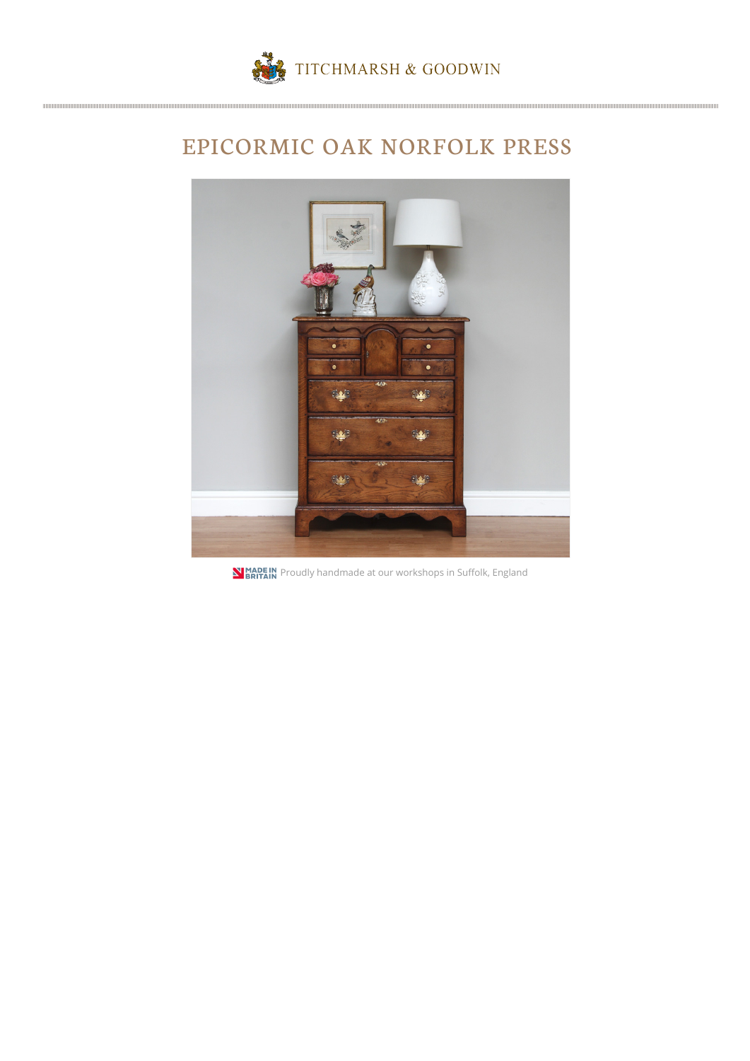TITCHMARSH & GOODWIN

# EPICORMIC OAK NORFOLK PRESS

MADE IN BRITAIN Proudly handmade at our workshops in Suffolk, England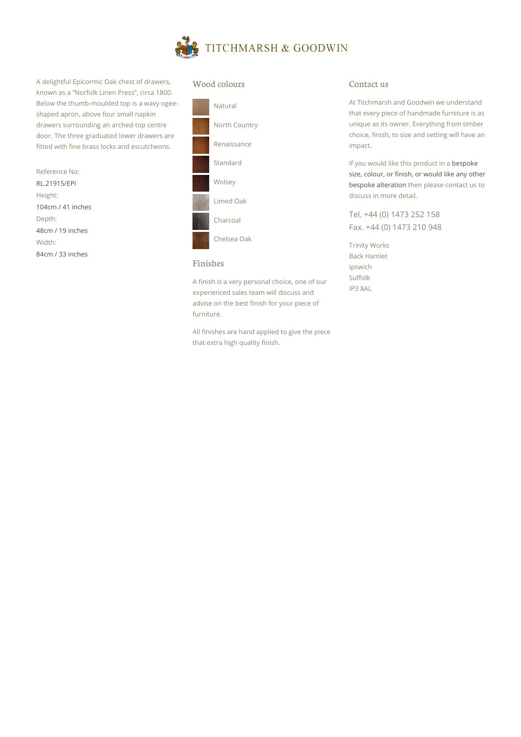# TITCHMARSH & GOODWIN

A delightful Epicormic Oak chest of drawers, known as a "Norfolk Linen Press", circa 1800. Below the thumb-moulded top is a wavy ogee-shaped apron, above four small napkin drawers surrounding an arched-top centre door. The three graduated lower drawers are fitted with fine brass locks and escutcheons.

Reference No:
RL.21915/EPI

Height:
104cm / 41 inches

Depth:
48cm / 19 inches

Width:
84cm / 33 inches

## Wood colours

- Natural
- North Country
- Renaissance
- Standard
- Wolsey
- Limed Oak
- Charcoal
- Chelsea Oak

## Finishes

A finish is a very personal choice, one of our experienced sales team will discuss and advise on the best finish for your piece of furniture.

All finishes are hand applied to give the piece that extra high quality finish.

## Contact us

At Titchmarsh and Goodwin we understand that every piece of handmade furniture is as unique as its owner. Everything from timber choice, finish, to size and setting will have an impact.

If you would like this product in a bespoke size, colour, or finish, or would like any other bespoke alteration then please contact us to discuss in more detail.

Tel. +44 (0) 1473 252 158
Fax. +44 (0) 1473 210 948

Trinity Works
Back Hamlet
Ipswich
Suffolk
IP3 8AL